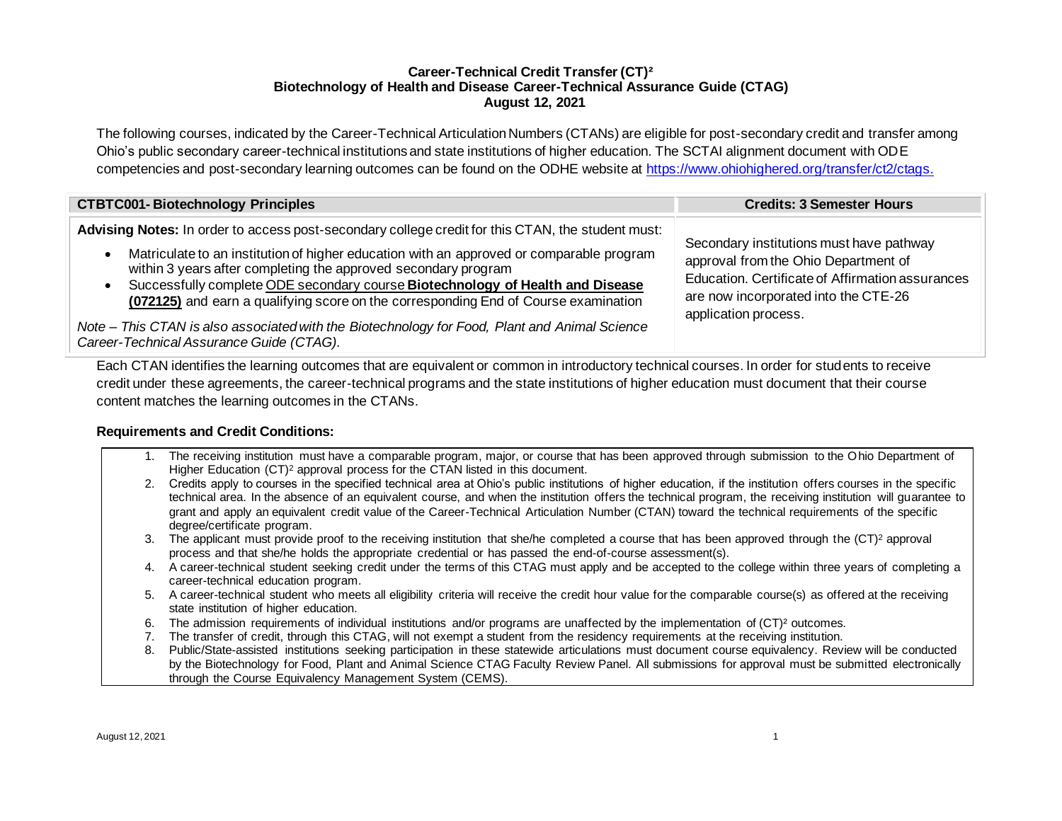**Career-Technical Credit Transfer (CT)²**
**Biotechnology of Health and Disease Career-Technical Assurance Guide (CTAG)**
**August 12, 2021**

The following courses, indicated by the Career-Technical Articulation Numbers (CTANs) are eligible for post-secondary credit and transfer among Ohio's public secondary career-technical institutions and state institutions of higher education. The SCTAI alignment document with ODE competencies and post-secondary learning outcomes can be found on the ODHE website at https://www.ohiohighered.org/transfer/ct2/ctags.

| **CTBTC001- Biotechnology Principles** | **Credits: 3 Semester Hours** |
|---|---|
| **Advising Notes:** In order to access post-secondary college credit for this CTAN, the student must:<br>• Matriculate to an institution of higher education with an approved or comparable program within 3 years after completing the approved secondary program<br>• Successfully complete ODE secondary course **Biotechnology of Health and Disease (072125)** and earn a qualifying score on the corresponding End of Course examination<br>*Note – This CTAN is also associated with the Biotechnology for Food, Plant and Animal Science Career-Technical Assurance Guide (CTAG).* | Secondary institutions must have pathway approval from the Ohio Department of Education. Certificate of Affirmation assurances are now incorporated into the CTE-26 application process. |

Each CTAN identifies the learning outcomes that are equivalent or common in introductory technical courses. In order for students to receive credit under these agreements, the career-technical programs and the state institutions of higher education must document that their course content matches the learning outcomes in the CTANs.

**Requirements and Credit Conditions:**

1. The receiving institution must have a comparable program, major, or course that has been approved through submission to the Ohio Department of Higher Education (CT)² approval process for the CTAN listed in this document.
2. Credits apply to courses in the specified technical area at Ohio's public institutions of higher education, if the institution offers courses in the specific technical area. In the absence of an equivalent course, and when the institution offers the technical program, the receiving institution will guarantee to grant and apply an equivalent credit value of the Career-Technical Articulation Number (CTAN) toward the technical requirements of the specific degree/certificate program.
3. The applicant must provide proof to the receiving institution that she/he completed a course that has been approved through the (CT)² approval process and that she/he holds the appropriate credential or has passed the end-of-course assessment(s).
4. A career-technical student seeking credit under the terms of this CTAG must apply and be accepted to the college within three years of completing a career-technical education program.
5. A career-technical student who meets all eligibility criteria will receive the credit hour value for the comparable course(s) as offered at the receiving state institution of higher education.
6. The admission requirements of individual institutions and/or programs are unaffected by the implementation of (CT)² outcomes.
7. The transfer of credit, through this CTAG, will not exempt a student from the residency requirements at the receiving institution.
8. Public/State-assisted institutions seeking participation in these statewide articulations must document course equivalency. Review will be conducted by the Biotechnology for Food, Plant and Animal Science CTAG Faculty Review Panel. All submissions for approval must be submitted electronically through the Course Equivalency Management System (CEMS).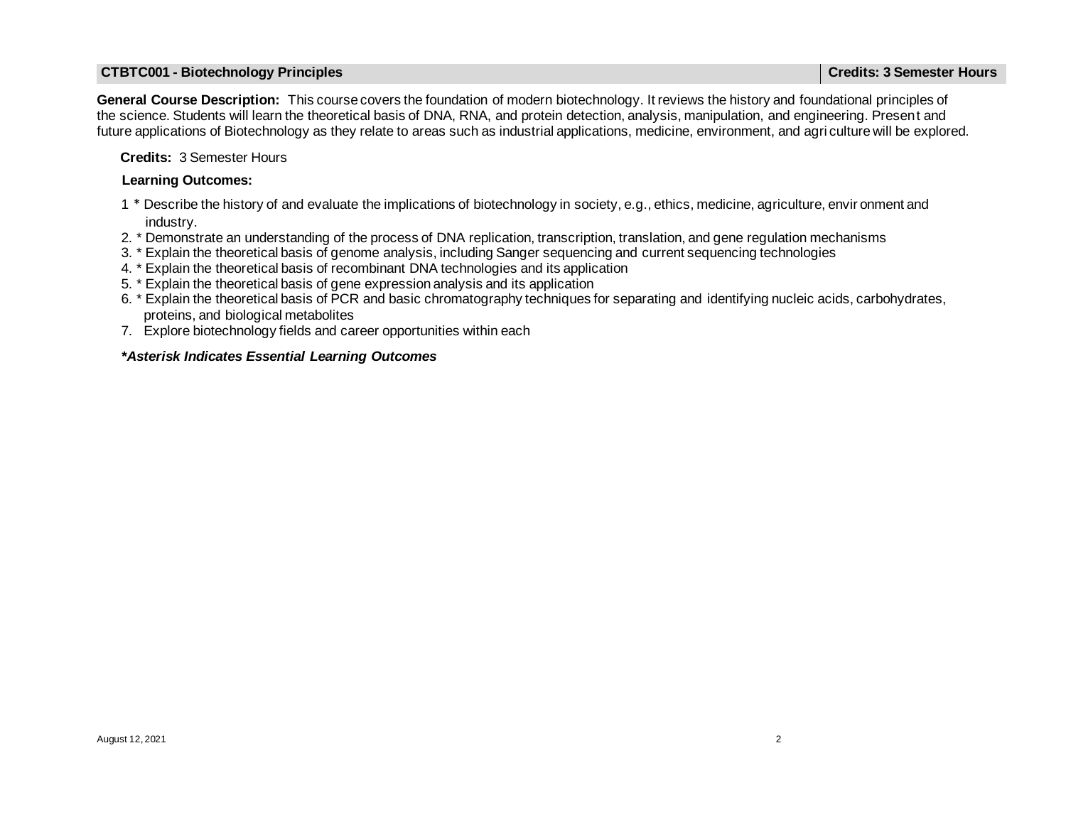## CTBTC001 - Biotechnology Principles | Credits: 3 Semester Hours

**General Course Description:** This course covers the foundation of modern biotechnology. It reviews the history and foundational principles of the science. Students will learn the theoretical basis of DNA, RNA, and protein detection, analysis, manipulation, and engineering. Present and future applications of Biotechnology as they relate to areas such as industrial applications, medicine, environment, and agriculture will be explored.

**Credits:** 3 Semester Hours

**Learning Outcomes:**

1 * Describe the history of and evaluate the implications of biotechnology in society, e.g., ethics, medicine, agriculture, environment and industry.
2. * Demonstrate an understanding of the process of DNA replication, transcription, translation, and gene regulation mechanisms
3. * Explain the theoretical basis of genome analysis, including Sanger sequencing and current sequencing technologies
4. * Explain the theoretical basis of recombinant DNA technologies and its application
5. * Explain the theoretical basis of gene expression analysis and its application
6. * Explain the theoretical basis of PCR and basic chromatography techniques for separating and identifying nucleic acids, carbohydrates, proteins, and biological metabolites
7. Explore biotechnology fields and career opportunities within each

***Asterisk Indicates Essential Learning Outcomes***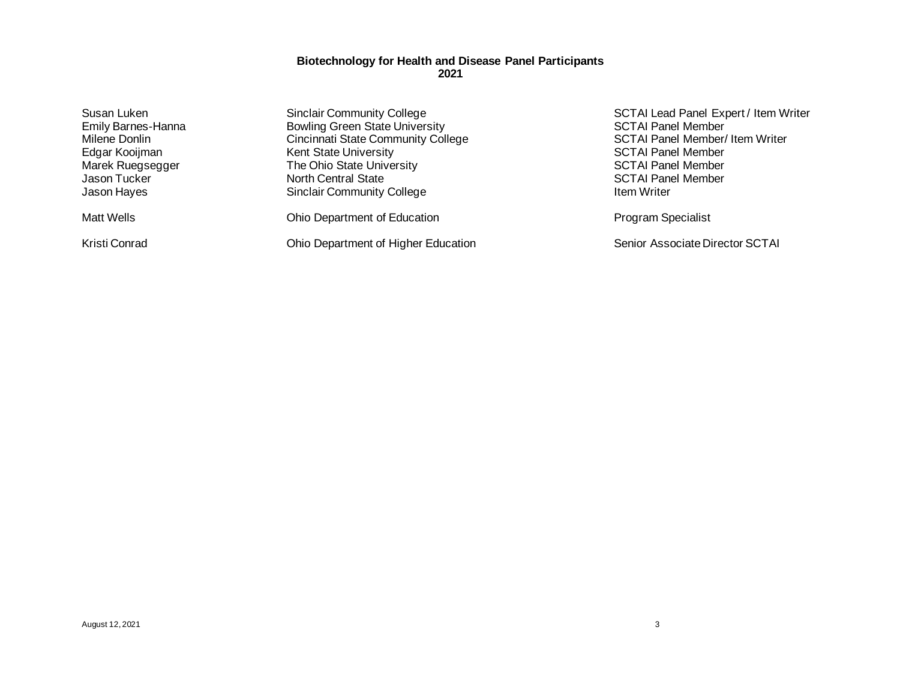**Biotechnology for Health and Disease Panel Participants**
**2021**

| | | |
|---|---|---|
| Susan Luken | Sinclair Community College | SCTAI Lead Panel Expert / Item Writer |
| Emily Barnes-Hanna | Bowling Green State University | SCTAI Panel Member |
| Milene Donlin | Cincinnati State Community College | SCTAI Panel Member/ Item Writer |
| Edgar Kooijman | Kent State University | SCTAI Panel Member |
| Marek Ruegsegger | The Ohio State University | SCTAI Panel Member |
| Jason Tucker | North Central State | SCTAI Panel Member |
| Jason Hayes | Sinclair Community College | Item Writer |
| Matt Wells | Ohio Department of Education | Program Specialist |
| Kristi Conrad | Ohio Department of Higher Education | Senior Associate Director SCTAI |

August 12, 2021